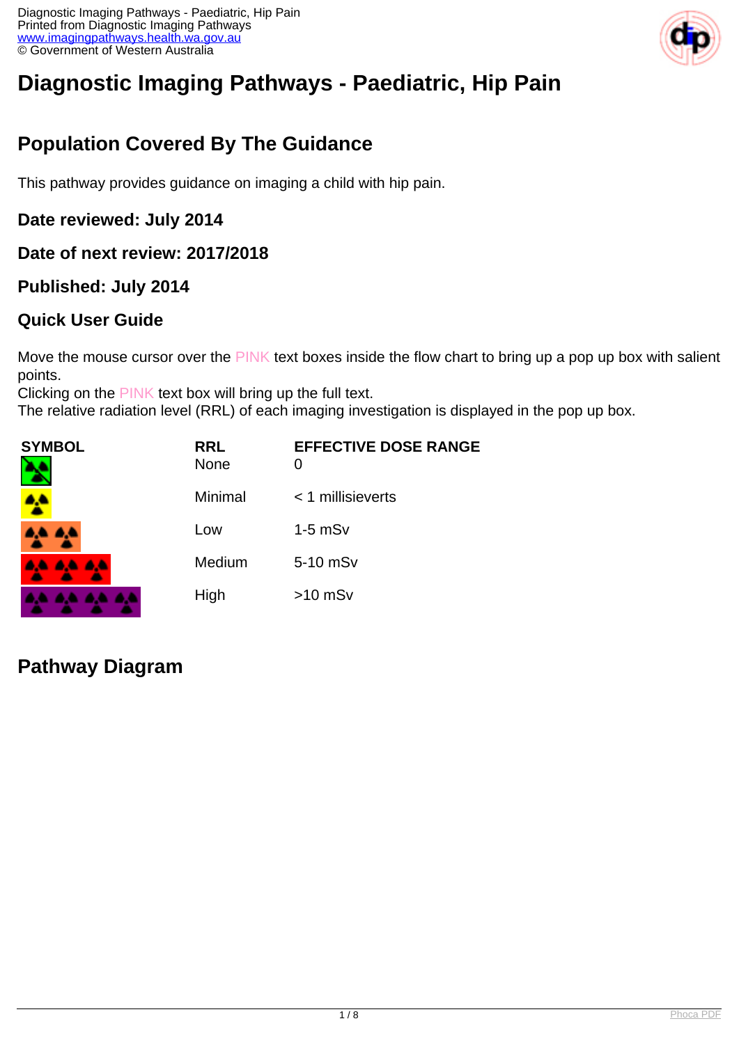# Diagnostic Imaging Pathways - Paediatric, Hip Pain

## Population Covered By The Guidance

This pathway provides guidance on imaging a child with hip pain.

### Date reviewed: July 2014

### Date of next review: 2017/2018

### Published: July 2014

### Quick User Guide

Move the mouse cursor over the PINK text boxes inside the flow chart to bring up a pop up box with salient points.
Clicking on the PINK text box will bring up the full text.
The relative radiation level (RRL) of each imaging investigation is displayed in the pop up box.

| SYMBOL | RRL | EFFECTIVE DOSE RANGE |
|---|---|---|
| | None | 0 |
| | Minimal | < 1 millisieverts |
| | Low | 1-5 mSv |
| | Medium | 5-10 mSv |
| | High | >10 mSv |

## Pathway Diagram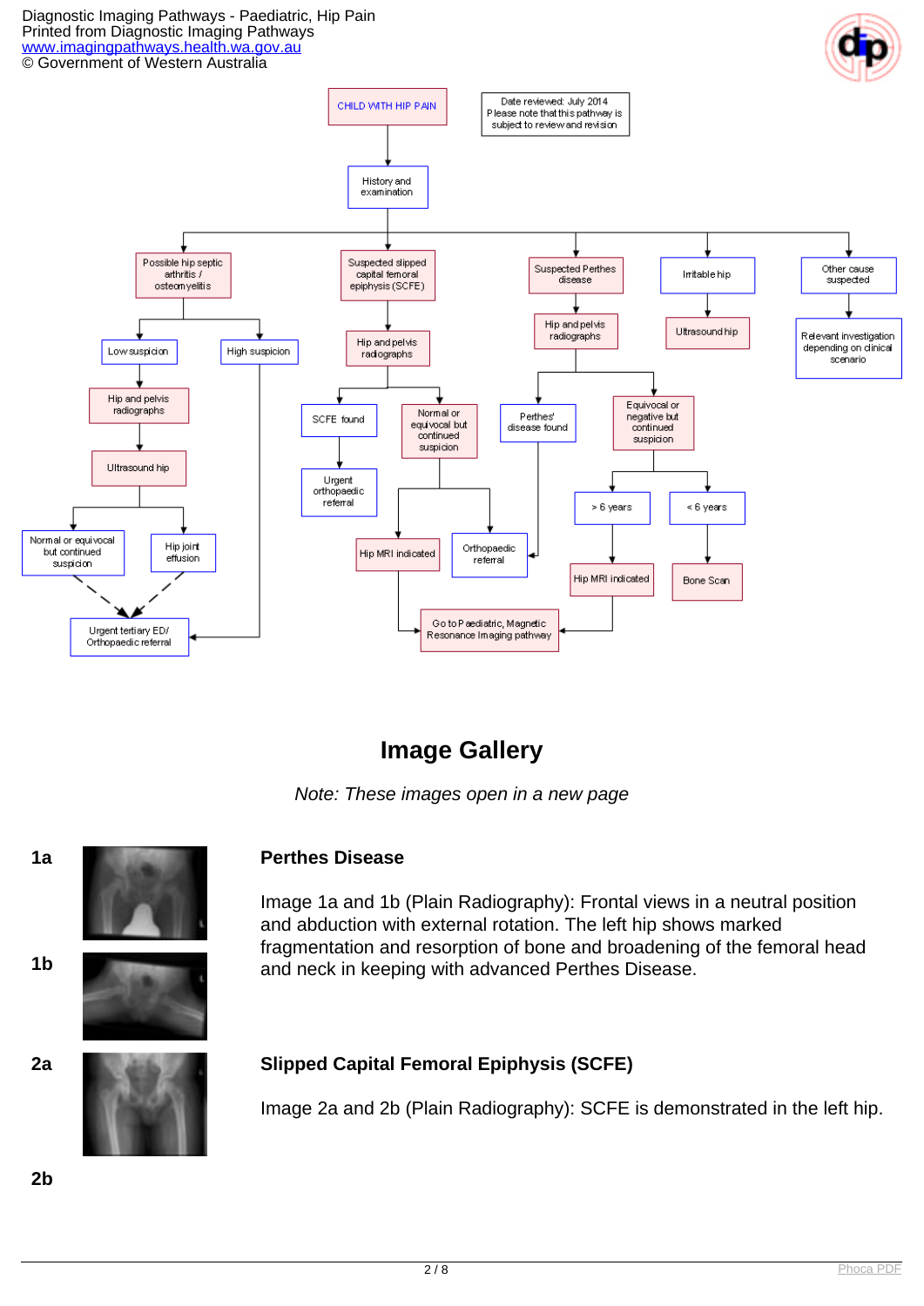Diagnostic Imaging Pathways - Paediatric, Hip Pain
Printed from Diagnostic Imaging Pathways
www.imagingpathways.health.wa.gov.au
© Government of Western Australia

CHILD WITH HIP PAIN

Date reviewed: July 2014
Please note that this pathway is subject to review and revision

History and examination

- Possible hip septic arthritis / osteomyelitis
  - Low suspicion
    - Hip and pelvis radiographs
    - Ultrasound hip
      - Normal or equivocal but continued suspicion → Urgent tertiary ED/ Orthopaedic referral
      - Hip joint effusion → Urgent tertiary ED/ Orthopaedic referral
  - High suspicion → Urgent tertiary ED/ Orthopaedic referral
- Suspected slipped capital femoral epiphysis (SCFE)
  - Hip and pelvis radiographs
    - SCFE found → Urgent orthopaedic referral
    - Normal or equivocal but continued suspicion
      - Hip MRI indicated → Go to Paediatric, Magnetic Resonance Imaging pathway
      - Orthopaedic referral
- Suspected Perthes disease
  - Hip and pelvis radiographs
    - Perthes' disease found → Orthopaedic referral
    - Equivocal or negative but continued suspicion
      - > 6 years → Hip MRI indicated → Go to Paediatric, Magnetic Resonance Imaging pathway
      - < 6 years → Bone Scan
- Irritable hip
  - Ultrasound hip
- Other cause suspected
  - Relevant investigation depending on clinical scenario

## Image Gallery

*Note: These images open in a new page*

**1a**

**1b**

### Perthes Disease

Image 1a and 1b (Plain Radiography): Frontal views in a neutral position and abduction with external rotation. The left hip shows marked fragmentation and resorption of bone and broadening of the femoral head and neck in keeping with advanced Perthes Disease.

**2a**

**2b**

### Slipped Capital Femoral Epiphysis (SCFE)

Image 2a and 2b (Plain Radiography): SCFE is demonstrated in the left hip.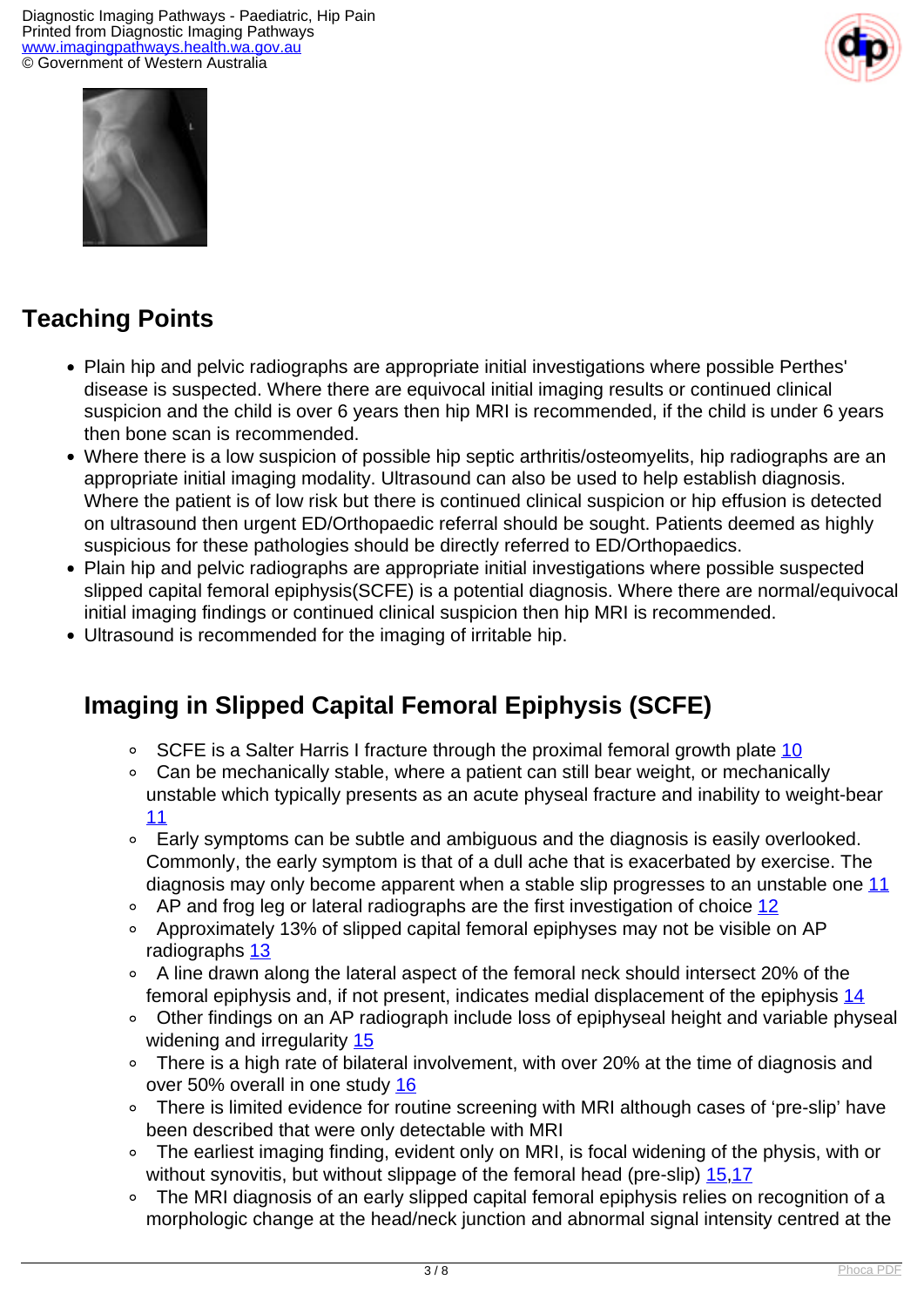## Teaching Points

- Plain hip and pelvic radiographs are appropriate initial investigations where possible Perthes' disease is suspected. Where there are equivocal initial imaging results or continued clinical suspicion and the child is over 6 years then hip MRI is recommended, if the child is under 6 years then bone scan is recommended.
- Where there is a low suspicion of possible hip septic arthritis/osteomyelits, hip radiographs are an appropriate initial imaging modality. Ultrasound can also be used to help establish diagnosis. Where the patient is of low risk but there is continued clinical suspicion or hip effusion is detected on ultrasound then urgent ED/Orthopaedic referral should be sought. Patients deemed as highly suspicious for these pathologies should be directly referred to ED/Orthopaedics.
- Plain hip and pelvic radiographs are appropriate initial investigations where possible suspected slipped capital femoral epiphysis(SCFE) is a potential diagnosis. Where there are normal/equivocal initial imaging findings or continued clinical suspicion then hip MRI is recommended.
- Ultrasound is recommended for the imaging of irritable hip.

### Imaging in Slipped Capital Femoral Epiphysis (SCFE)

- SCFE is a Salter Harris I fracture through the proximal femoral growth plate 10
- Can be mechanically stable, where a patient can still bear weight, or mechanically unstable which typically presents as an acute physeal fracture and inability to weight-bear 11
- Early symptoms can be subtle and ambiguous and the diagnosis is easily overlooked. Commonly, the early symptom is that of a dull ache that is exacerbated by exercise. The diagnosis may only become apparent when a stable slip progresses to an unstable one 11
- AP and frog leg or lateral radiographs are the first investigation of choice 12
- Approximately 13% of slipped capital femoral epiphyses may not be visible on AP radiographs 13
- A line drawn along the lateral aspect of the femoral neck should intersect 20% of the femoral epiphysis and, if not present, indicates medial displacement of the epiphysis 14
- Other findings on an AP radiograph include loss of epiphyseal height and variable physeal widening and irregularity 15
- There is a high rate of bilateral involvement, with over 20% at the time of diagnosis and over 50% overall in one study 16
- There is limited evidence for routine screening with MRI although cases of 'pre-slip' have been described that were only detectable with MRI
- The earliest imaging finding, evident only on MRI, is focal widening of the physis, with or without synovitis, but without slippage of the femoral head (pre-slip) 15,17
- The MRI diagnosis of an early slipped capital femoral epiphysis relies on recognition of a morphologic change at the head/neck junction and abnormal signal intensity centred at the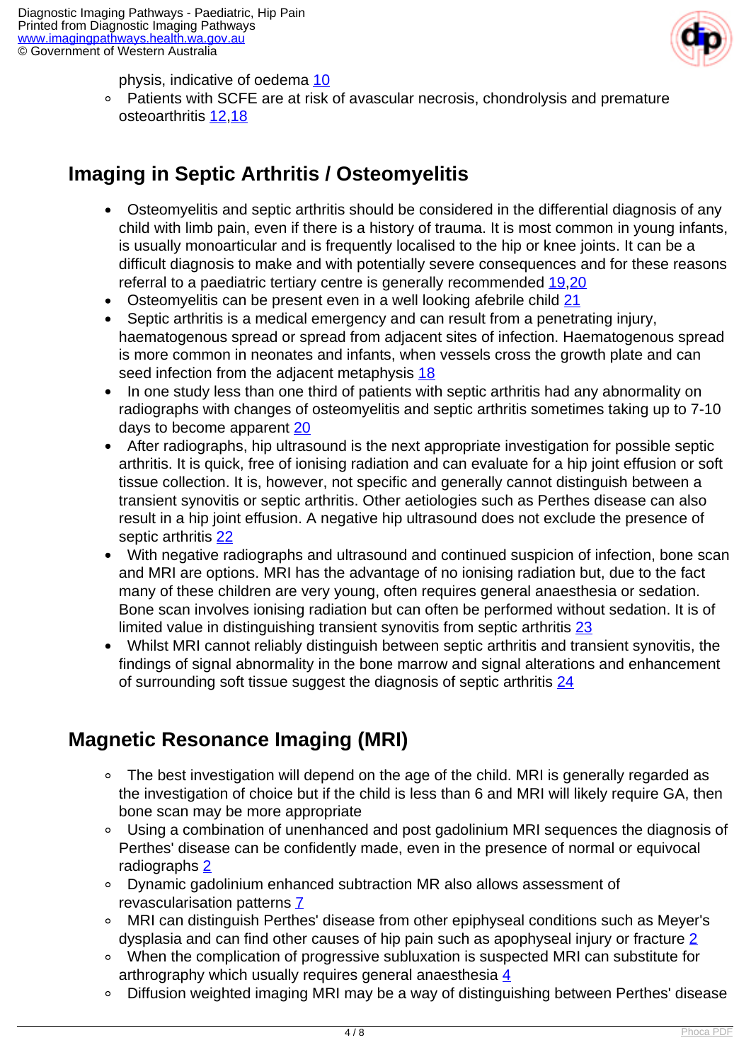physis, indicative of oedema [10]
  - Patients with SCFE are at risk of avascular necrosis, chondrolysis and premature osteoarthritis [12,18]

## Imaging in Septic Arthritis / Osteomyelitis

- Osteomyelitis and septic arthritis should be considered in the differential diagnosis of any child with limb pain, even if there is a history of trauma. It is most common in young infants, is usually monoarticular and is frequently localised to the hip or knee joints. It can be a difficult diagnosis to make and with potentially severe consequences and for these reasons referral to a paediatric tertiary centre is generally recommended [19,20]
- Osteomyelitis can be present even in a well looking afebrile child [21]
- Septic arthritis is a medical emergency and can result from a penetrating injury, haematogenous spread or spread from adjacent sites of infection. Haematogenous spread is more common in neonates and infants, when vessels cross the growth plate and can seed infection from the adjacent metaphysis [18]
- In one study less than one third of patients with septic arthritis had any abnormality on radiographs with changes of osteomyelitis and septic arthritis sometimes taking up to 7-10 days to become apparent [20]
- After radiographs, hip ultrasound is the next appropriate investigation for possible septic arthritis. It is quick, free of ionising radiation and can evaluate for a hip joint effusion or soft tissue collection. It is, however, not specific and generally cannot distinguish between a transient synovitis or septic arthritis. Other aetiologies such as Perthes disease can also result in a hip joint effusion. A negative hip ultrasound does not exclude the presence of septic arthritis [22]
- With negative radiographs and ultrasound and continued suspicion of infection, bone scan and MRI are options. MRI has the advantage of no ionising radiation but, due to the fact many of these children are very young, often requires general anaesthesia or sedation. Bone scan involves ionising radiation but can often be performed without sedation. It is of limited value in distinguishing transient synovitis from septic arthritis [23]
- Whilst MRI cannot reliably distinguish between septic arthritis and transient synovitis, the findings of signal abnormality in the bone marrow and signal alterations and enhancement of surrounding soft tissue suggest the diagnosis of septic arthritis [24]

## Magnetic Resonance Imaging (MRI)

- The best investigation will depend on the age of the child. MRI is generally regarded as the investigation of choice but if the child is less than 6 and MRI will likely require GA, then bone scan may be more appropriate
- Using a combination of unenhanced and post gadolinium MRI sequences the diagnosis of Perthes' disease can be confidently made, even in the presence of normal or equivocal radiographs [2]
- Dynamic gadolinium enhanced subtraction MR also allows assessment of revascularisation patterns [7]
- MRI can distinguish Perthes' disease from other epiphyseal conditions such as Meyer's dysplasia and can find other causes of hip pain such as apophyseal injury or fracture [2]
- When the complication of progressive subluxation is suspected MRI can substitute for arthrography which usually requires general anaesthesia [4]
- Diffusion weighted imaging MRI may be a way of distinguishing between Perthes' disease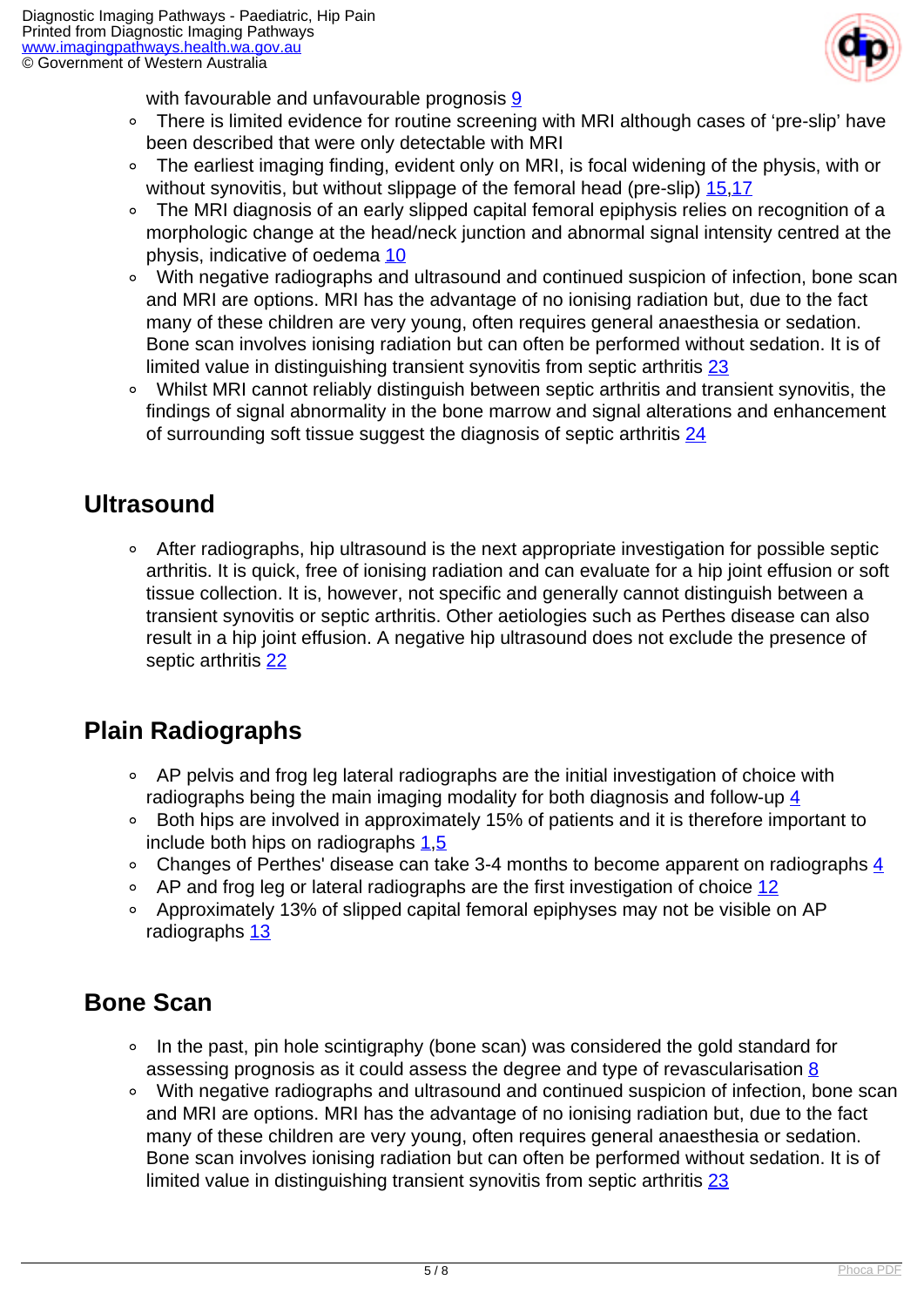with favourable and unfavourable prognosis [9]

- There is limited evidence for routine screening with MRI although cases of 'pre-slip' have been described that were only detectable with MRI
- The earliest imaging finding, evident only on MRI, is focal widening of the physis, with or without synovitis, but without slippage of the femoral head (pre-slip) [15,17]
- The MRI diagnosis of an early slipped capital femoral epiphysis relies on recognition of a morphologic change at the head/neck junction and abnormal signal intensity centred at the physis, indicative of oedema [10]
- With negative radiographs and ultrasound and continued suspicion of infection, bone scan and MRI are options. MRI has the advantage of no ionising radiation but, due to the fact many of these children are very young, often requires general anaesthesia or sedation. Bone scan involves ionising radiation but can often be performed without sedation. It is of limited value in distinguishing transient synovitis from septic arthritis [23]
- Whilst MRI cannot reliably distinguish between septic arthritis and transient synovitis, the findings of signal abnormality in the bone marrow and signal alterations and enhancement of surrounding soft tissue suggest the diagnosis of septic arthritis [24]

## Ultrasound

- After radiographs, hip ultrasound is the next appropriate investigation for possible septic arthritis. It is quick, free of ionising radiation and can evaluate for a hip joint effusion or soft tissue collection. It is, however, not specific and generally cannot distinguish between a transient synovitis or septic arthritis. Other aetiologies such as Perthes disease can also result in a hip joint effusion. A negative hip ultrasound does not exclude the presence of septic arthritis [22]

## Plain Radiographs

- AP pelvis and frog leg lateral radiographs are the initial investigation of choice with radiographs being the main imaging modality for both diagnosis and follow-up [4]
- Both hips are involved in approximately 15% of patients and it is therefore important to include both hips on radiographs [1,5]
- Changes of Perthes' disease can take 3-4 months to become apparent on radiographs [4]
- AP and frog leg or lateral radiographs are the first investigation of choice [12]
- Approximately 13% of slipped capital femoral epiphyses may not be visible on AP radiographs [13]

## Bone Scan

- In the past, pin hole scintigraphy (bone scan) was considered the gold standard for assessing prognosis as it could assess the degree and type of revascularisation [8]
- With negative radiographs and ultrasound and continued suspicion of infection, bone scan and MRI are options. MRI has the advantage of no ionising radiation but, due to the fact many of these children are very young, often requires general anaesthesia or sedation. Bone scan involves ionising radiation but can often be performed without sedation. It is of limited value in distinguishing transient synovitis from septic arthritis [23]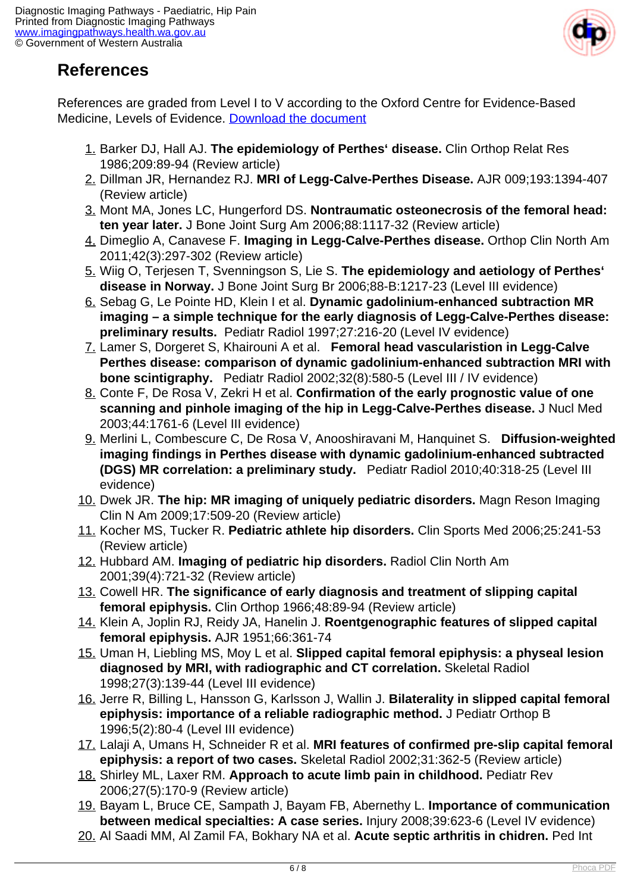## References

References are graded from Level I to V according to the Oxford Centre for Evidence-Based Medicine, Levels of Evidence. [Download the document]

1. Barker DJ, Hall AJ. **The epidemiology of Perthes' disease.** Clin Orthop Relat Res 1986;209:89-94 (Review article)
2. Dillman JR, Hernandez RJ. **MRI of Legg-Calve-Perthes Disease.** AJR 009;193:1394-407 (Review article)
3. Mont MA, Jones LC, Hungerford DS. **Nontraumatic osteonecrosis of the femoral head: ten year later.** J Bone Joint Surg Am 2006;88:1117-32 (Review article)
4. Dimeglio A, Canavese F. **Imaging in Legg-Calve-Perthes disease.** Orthop Clin North Am 2011;42(3):297-302 (Review article)
5. Wiig O, Terjesen T, Svenningson S, Lie S. **The epidemiology and aetiology of Perthes' disease in Norway.** J Bone Joint Surg Br 2006;88-B:1217-23 (Level III evidence)
6. Sebag G, Le Pointe HD, Klein I et al. **Dynamic gadolinium-enhanced subtraction MR imaging – a simple technique for the early diagnosis of Legg-Calve-Perthes disease: preliminary results.** Pediatr Radiol 1997;27:216-20 (Level IV evidence)
7. Lamer S, Dorgeret S, Khairouni A et al. **Femoral head vasculariston in Legg-Calve Perthes disease: comparison of dynamic gadolinium-enhanced subtraction MRI with bone scintigraphy.** Pediatr Radiol 2002;32(8):580-5 (Level III / IV evidence)
8. Conte F, De Rosa V, Zekri H et al. **Confirmation of the early prognostic value of one scanning and pinhole imaging of the hip in Legg-Calve-Perthes disease.** J Nucl Med 2003;44:1761-6 (Level III evidence)
9. Merlini L, Combescure C, De Rosa V, Anooshiravani M, Hanquinet S. **Diffusion-weighted imaging findings in Perthes disease with dynamic gadolinium-enhanced subtracted (DGS) MR correlation: a preliminary study.** Pediatr Radiol 2010;40:318-25 (Level III evidence)
10. Dwek JR. **The hip: MR imaging of uniquely pediatric disorders.** Magn Reson Imaging Clin N Am 2009;17:509-20 (Review article)
11. Kocher MS, Tucker R. **Pediatric athlete hip disorders.** Clin Sports Med 2006;25:241-53 (Review article)
12. Hubbard AM. **Imaging of pediatric hip disorders.** Radiol Clin North Am 2001;39(4):721-32 (Review article)
13. Cowell HR. **The significance of early diagnosis and treatment of slipping capital femoral epiphysis.** Clin Orthop 1966;48:89-94 (Review article)
14. Klein A, Joplin RJ, Reidy JA, Hanelin J. **Roentgenographic features of slipped capital femoral epiphysis.** AJR 1951;66:361-74
15. Uman H, Liebling MS, Moy L et al. **Slipped capital femoral epiphysis: a physeal lesion diagnosed by MRI, with radiographic and CT correlation.** Skeletal Radiol 1998;27(3):139-44 (Level III evidence)
16. Jerre R, Billing L, Hansson G, Karlsson J, Wallin J. **Bilaterality in slipped capital femoral epiphysis: importance of a reliable radiographic method.** J Pediatr Orthop B 1996;5(2):80-4 (Level III evidence)
17. Lalaji A, Umans H, Schneider R et al. **MRI features of confirmed pre-slip capital femoral epiphysis: a report of two cases.** Skeletal Radiol 2002;31:362-5 (Review article)
18. Shirley ML, Laxer RM. **Approach to acute limb pain in childhood.** Pediatr Rev 2006;27(5):170-9 (Review article)
19. Bayam L, Bruce CE, Sampath J, Bayam FB, Abernethy L. **Importance of communication between medical specialties: A case series.** Injury 2008;39:623-6 (Level IV evidence)
20. Al Saadi MM, Al Zamil FA, Bokhary NA et al. **Acute septic arthritis in chidren.** Ped Int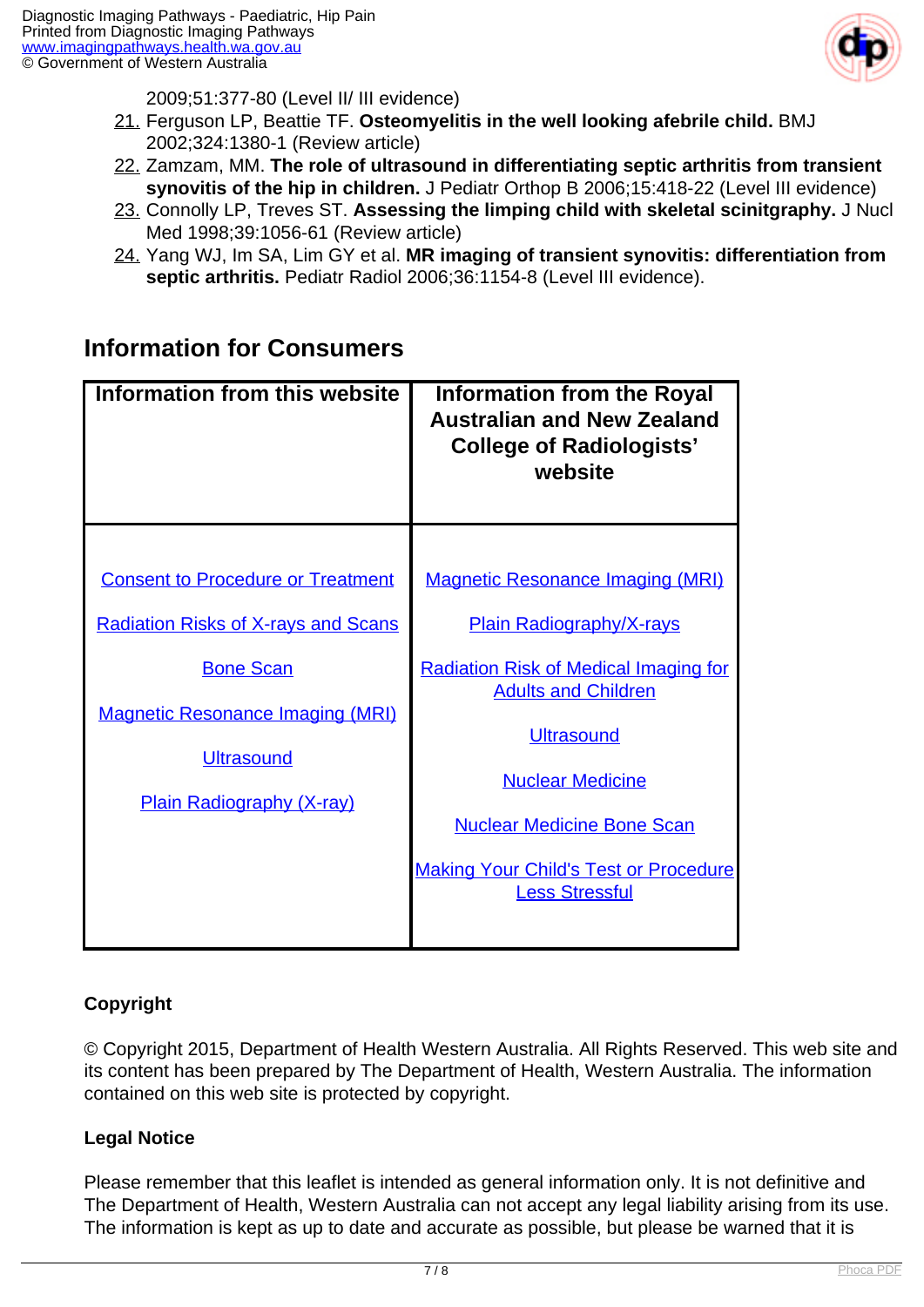2009;51:377-80 (Level II/ III evidence)

21. Ferguson LP, Beattie TF. **Osteomyelitis in the well looking afebrile child.** BMJ 2002;324:1380-1 (Review article)
22. Zamzam, MM. **The role of ultrasound in differentiating septic arthritis from transient synovitis of the hip in children.** J Pediatr Orthop B 2006;15:418-22 (Level III evidence)
23. Connolly LP, Treves ST. **Assessing the limping child with skeletal scinitgraphy.** J Nucl Med 1998;39:1056-61 (Review article)
24. Yang WJ, Im SA, Lim GY et al. **MR imaging of transient synovitis: differentiation from septic arthritis.** Pediatr Radiol 2006;36:1154-8 (Level III evidence).

## Information for Consumers

| Information from this website | Information from the Royal Australian and New Zealand College of Radiologists' website |
| --- | --- |
| Consent to Procedure or Treatment<br>Radiation Risks of X-rays and Scans<br>Bone Scan<br>Magnetic Resonance Imaging (MRI)<br>Ultrasound<br>Plain Radiography (X-ray) | Magnetic Resonance Imaging (MRI)<br>Plain Radiography/X-rays<br>Radiation Risk of Medical Imaging for Adults and Children<br>Ultrasound<br>Nuclear Medicine<br>Nuclear Medicine Bone Scan<br>Making Your Child's Test or Procedure Less Stressful |

**Copyright**

© Copyright 2015, Department of Health Western Australia. All Rights Reserved. This web site and its content has been prepared by The Department of Health, Western Australia. The information contained on this web site is protected by copyright.

**Legal Notice**

Please remember that this leaflet is intended as general information only. It is not definitive and The Department of Health, Western Australia can not accept any legal liability arising from its use. The information is kept as up to date and accurate as possible, but please be warned that it is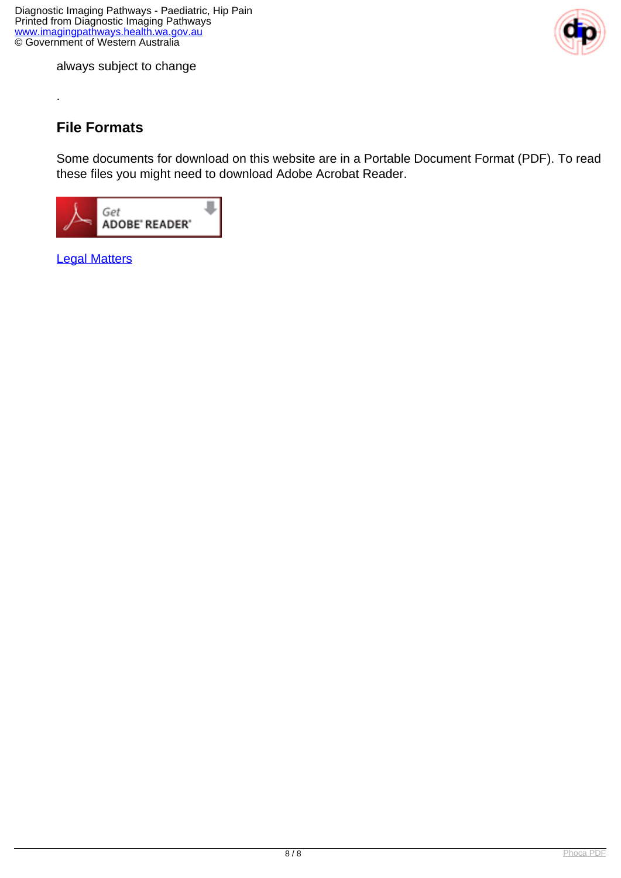always subject to change

.

## File Formats

Some documents for download on this website are in a Portable Document Format (PDF). To read these files you might need to download Adobe Acrobat Reader.

Get ADOBE® READER®

Legal Matters